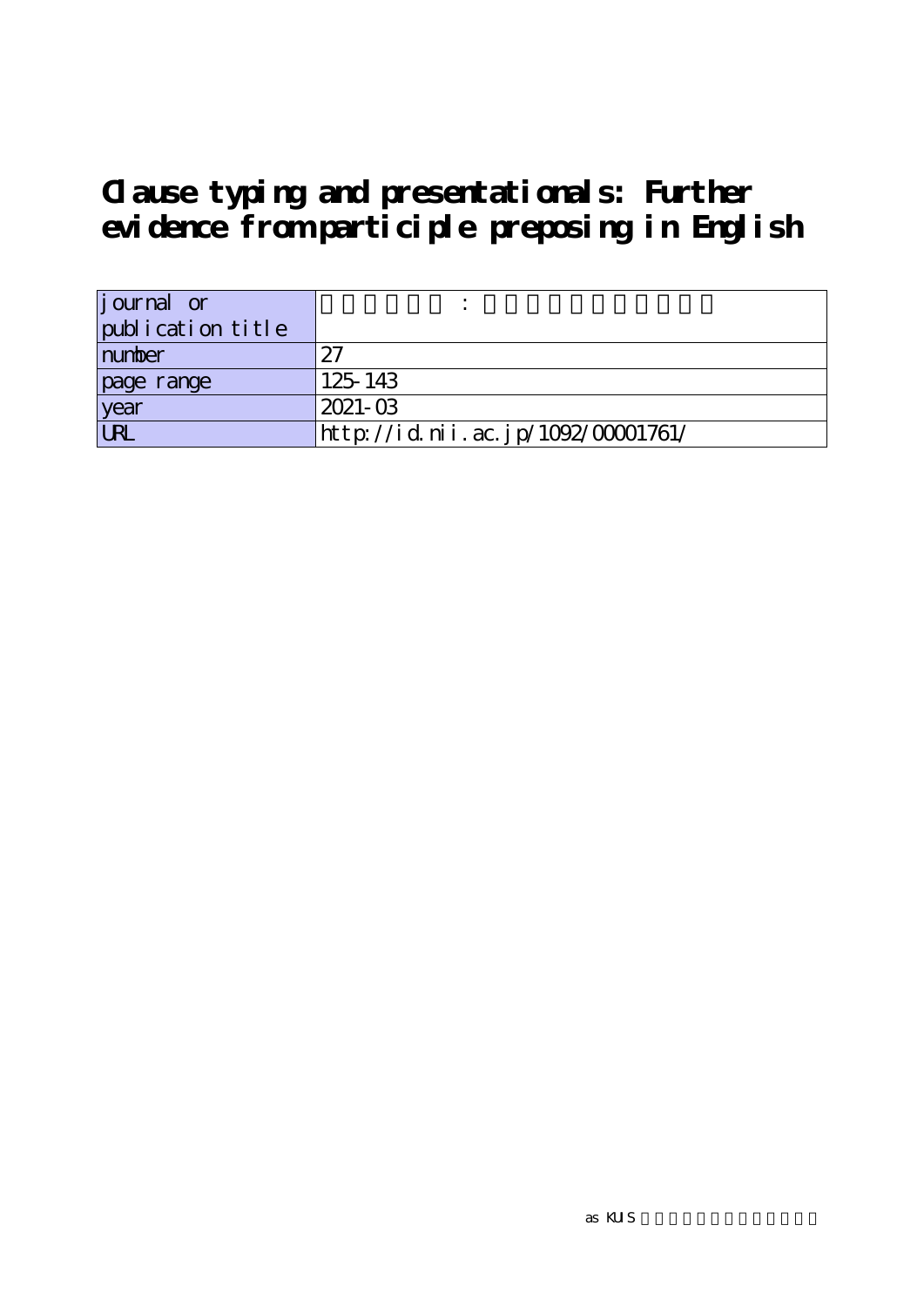# Clause typing and presentationals: Further evidence from participle preposing in English

| journal or publication title | : |
| --- | --- |
| number | 27 |
| page range | 125-143 |
| year | 2021-03 |
| URL | http://id.nii.ac.jp/1092/00001761/ |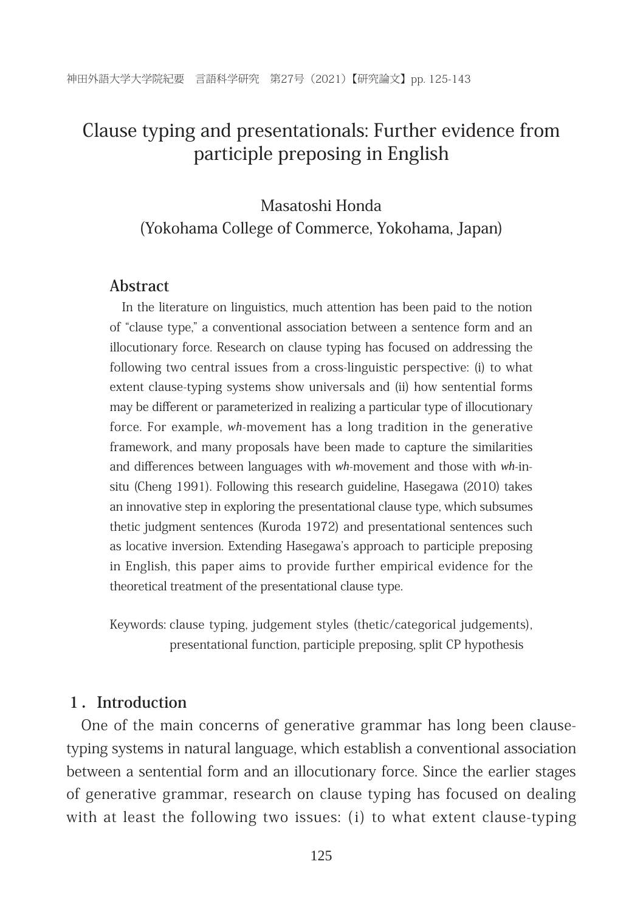# Clause typing and presentationals: Further evidence from participle preposing in English

Masatoshi Honda
(Yokohama College of Commerce, Yokohama, Japan)

## Abstract

In the literature on linguistics, much attention has been paid to the notion of "clause type," a conventional association between a sentence form and an illocutionary force. Research on clause typing has focused on addressing the following two central issues from a cross-linguistic perspective: (i) to what extent clause-typing systems show universals and (ii) how sentential forms may be different or parameterized in realizing a particular type of illocutionary force. For example, *wh*-movement has a long tradition in the generative framework, and many proposals have been made to capture the similarities and differences between languages with *wh*-movement and those with *wh*-in-situ (Cheng 1991). Following this research guideline, Hasegawa (2010) takes an innovative step in exploring the presentational clause type, which subsumes thetic judgment sentences (Kuroda 1972) and presentational sentences such as locative inversion. Extending Hasegawa's approach to participle preposing in English, this paper aims to provide further empirical evidence for the theoretical treatment of the presentational clause type.

Keywords: clause typing, judgement styles (thetic/categorical judgements), presentational function, participle preposing, split CP hypothesis

## 1. Introduction

One of the main concerns of generative grammar has long been clause-typing systems in natural language, which establish a conventional association between a sentential form and an illocutionary force. Since the earlier stages of generative grammar, research on clause typing has focused on dealing with at least the following two issues: (i) to what extent clause-typing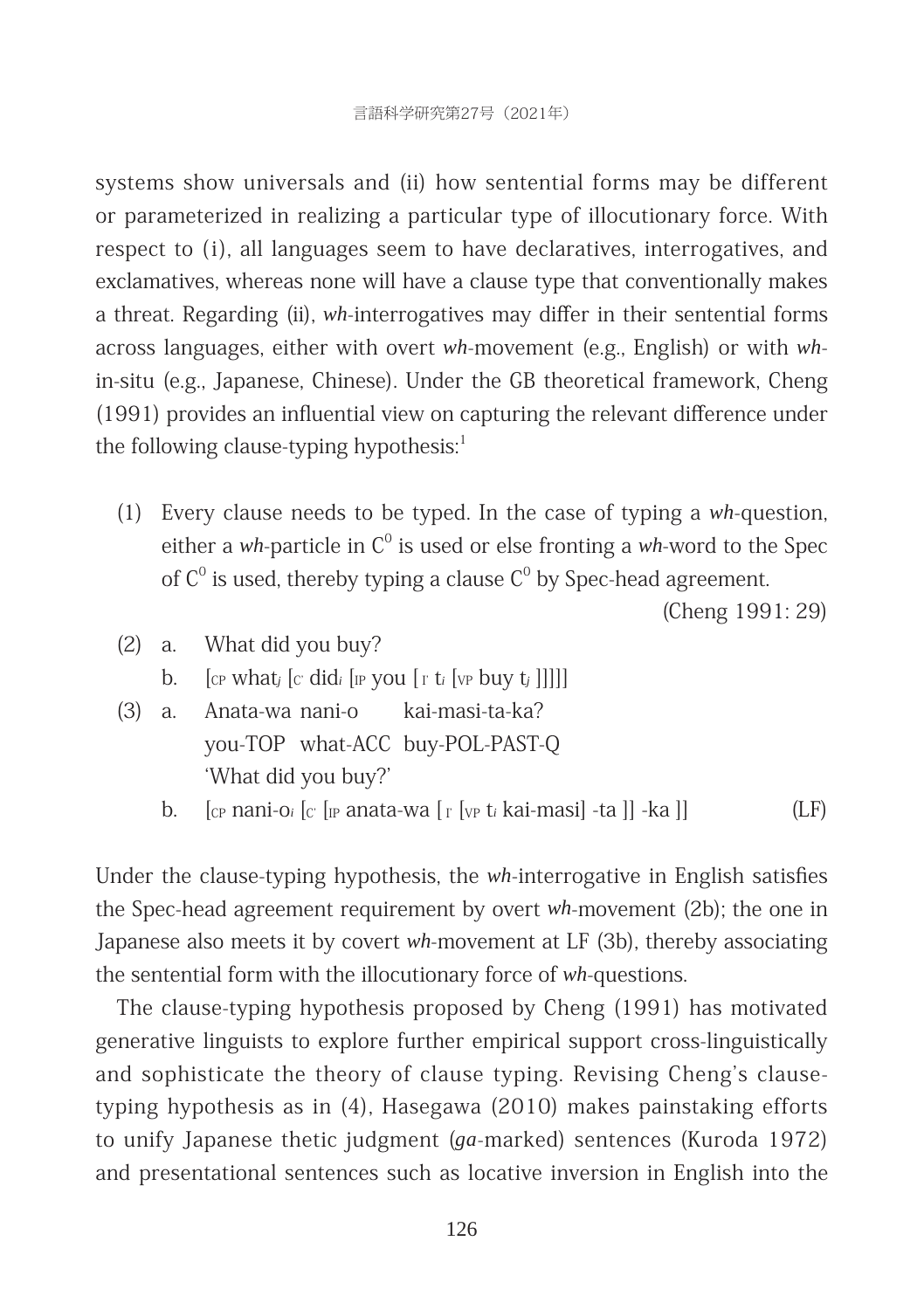systems show universals and (ii) how sentential forms may be different or parameterized in realizing a particular type of illocutionary force. With respect to (i), all languages seem to have declaratives, interrogatives, and exclamatives, whereas none will have a clause type that conventionally makes a threat. Regarding (ii), *wh*-interrogatives may differ in their sentential forms across languages, either with overt *wh*-movement (e.g., English) or with *wh*-in-situ (e.g., Japanese, Chinese). Under the GB theoretical framework, Cheng (1991) provides an influential view on capturing the relevant difference under the following clause-typing hypothesis:[1]

(1) Every clause needs to be typed. In the case of typing a *wh*-question, either a *wh*-particle in $C^0$ is used or else fronting a *wh*-word to the Spec of $C^0$ is used, thereby typing a clause $C^0$ by Spec-head agreement. (Cheng 1991: 29)

(2) a. What did you buy?
 b. $[_{CP}$ what$_j$ $[_{C'}$ did$_i$ $[_{IP}$ you $[_{I'}$ t$_i$ $[_{VP}$ buy t$_j$ ]]]]]

(3) a. Anata-wa nani-o kai-masi-ta-ka?
 you-TOP what-ACC buy-POL-PAST-Q
 'What did you buy?'
 b. $[_{CP}$ nani-o$_i$ $[_{C'}$ $[_{IP}$ anata-wa $[_{I'}$ $[_{VP}$ t$_i$ kai-masi] -ta ]] -ka ]] (LF)

Under the clause-typing hypothesis, the *wh*-interrogative in English satisfies the Spec-head agreement requirement by overt *wh*-movement (2b); the one in Japanese also meets it by covert *wh*-movement at LF (3b), thereby associating the sentential form with the illocutionary force of *wh*-questions.

The clause-typing hypothesis proposed by Cheng (1991) has motivated generative linguists to explore further empirical support cross-linguistically and sophisticate the theory of clause typing. Revising Cheng's clause-typing hypothesis as in (4), Hasegawa (2010) makes painstaking efforts to unify Japanese thetic judgment (*ga*-marked) sentences (Kuroda 1972) and presentational sentences such as locative inversion in English into the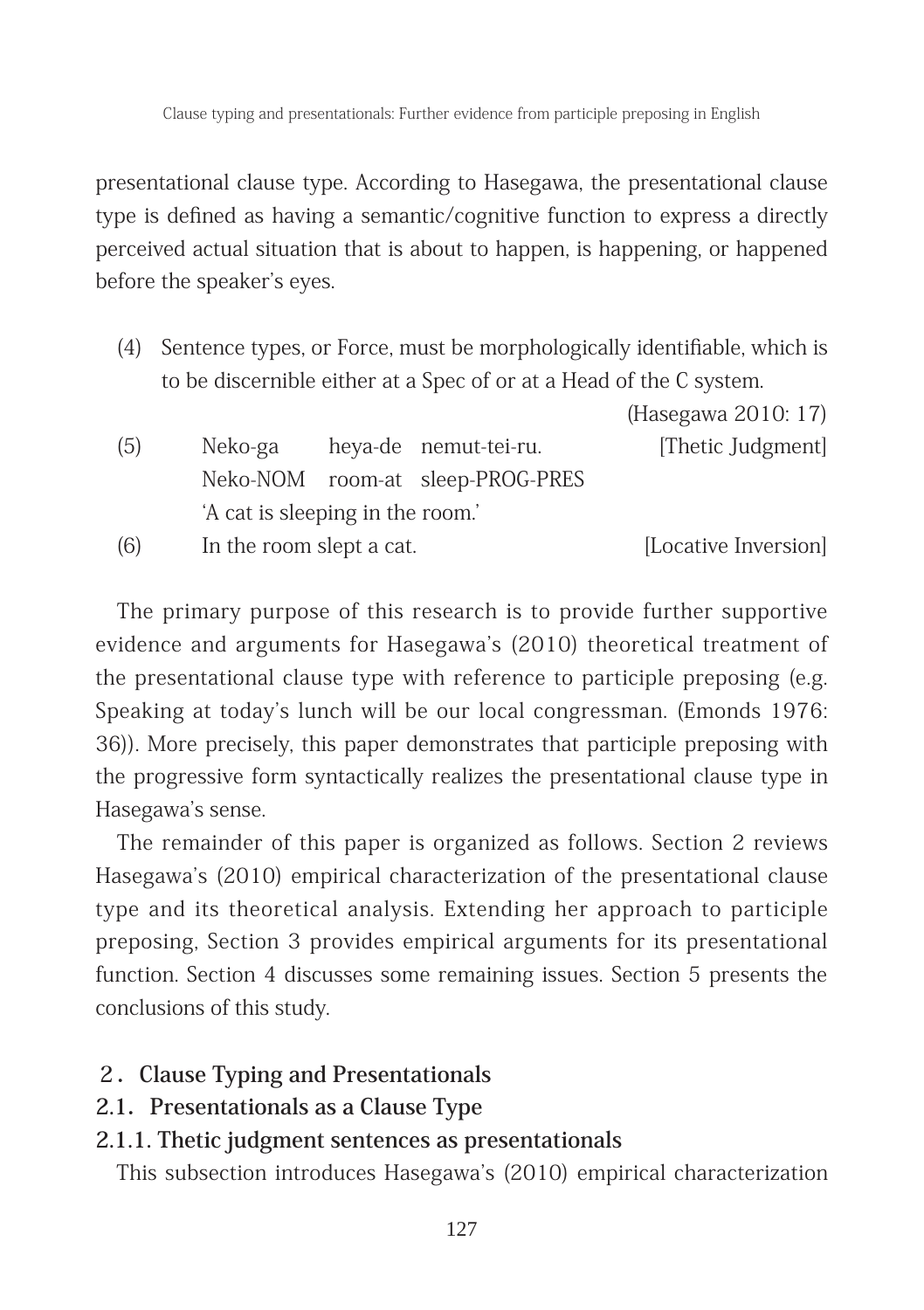presentational clause type. According to Hasegawa, the presentational clause type is defined as having a semantic/cognitive function to express a directly perceived actual situation that is about to happen, is happening, or happened before the speaker's eyes.

(4) Sentence types, or Force, must be morphologically identifiable, which is to be discernible either at a Spec of or at a Head of the C system. (Hasegawa 2010: 17)

(5) Neko-ga heya-de nemut-tei-ru. [Thetic Judgment]
   Neko-NOM room-at sleep-PROG-PRES
   'A cat is sleeping in the room.'

(6) In the room slept a cat. [Locative Inversion]

The primary purpose of this research is to provide further supportive evidence and arguments for Hasegawa's (2010) theoretical treatment of the presentational clause type with reference to participle preposing (e.g. Speaking at today's lunch will be our local congressman. (Emonds 1976: 36)). More precisely, this paper demonstrates that participle preposing with the progressive form syntactically realizes the presentational clause type in Hasegawa's sense.

The remainder of this paper is organized as follows. Section 2 reviews Hasegawa's (2010) empirical characterization of the presentational clause type and its theoretical analysis. Extending her approach to participle preposing, Section 3 provides empirical arguments for its presentational function. Section 4 discusses some remaining issues. Section 5 presents the conclusions of this study.

## 2. Clause Typing and Presentationals

### 2.1. Presentationals as a Clause Type

#### 2.1.1. Thetic judgment sentences as presentationals

This subsection introduces Hasegawa's (2010) empirical characterization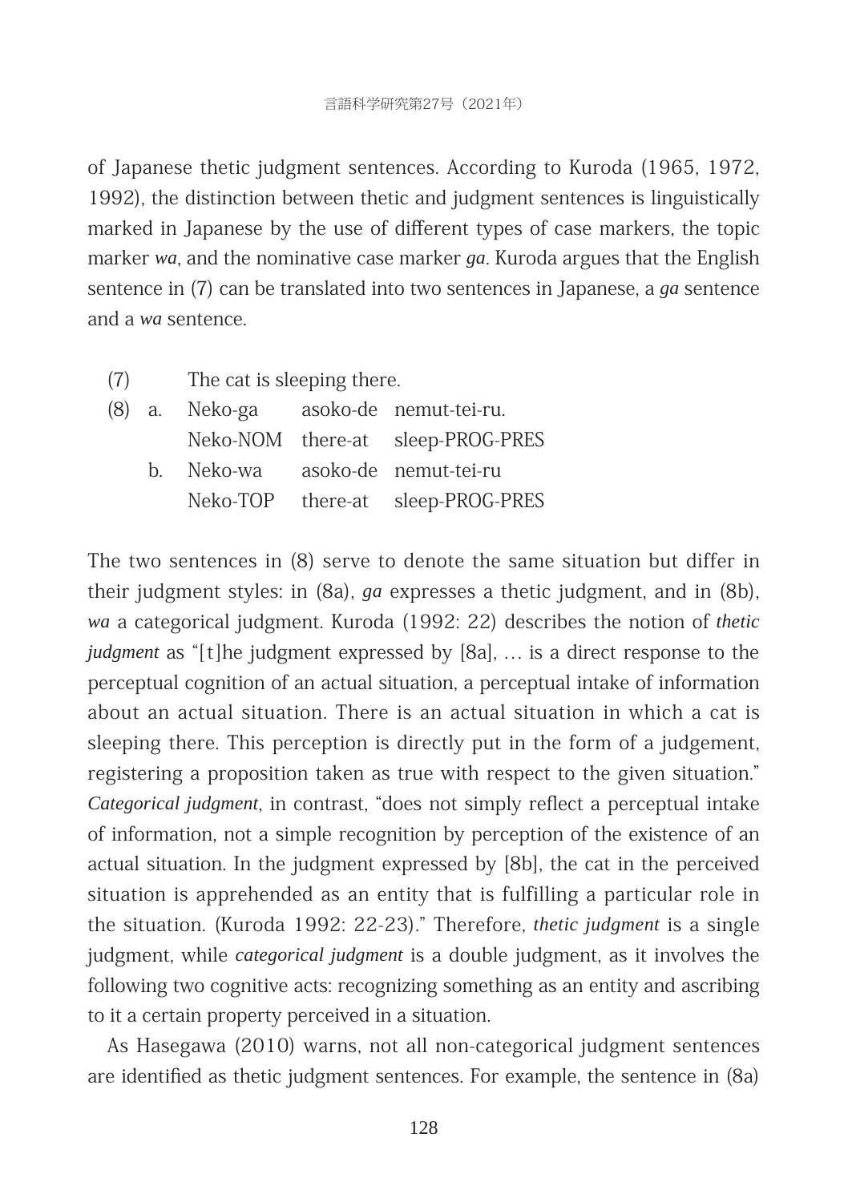of Japanese thetic judgment sentences. According to Kuroda (1965, 1972, 1992), the distinction between thetic and judgment sentences is linguistically marked in Japanese by the use of different types of case markers, the topic marker *wa*, and the nominative case marker *ga*. Kuroda argues that the English sentence in (7) can be translated into two sentences in Japanese, a *ga* sentence and a *wa* sentence.

(7) The cat is sleeping there.

(8) a. Neko-ga asoko-de nemut-tei-ru.
Neko-NOM there-at sleep-PROG-PRES

b. Neko-wa asoko-de nemut-tei-ru
Neko-TOP there-at sleep-PROG-PRES

The two sentences in (8) serve to denote the same situation but differ in their judgment styles: in (8a), *ga* expresses a thetic judgment, and in (8b), *wa* a categorical judgment. Kuroda (1992: 22) describes the notion of *thetic judgment* as "[t]he judgment expressed by [8a], … is a direct response to the perceptual cognition of an actual situation, a perceptual intake of information about an actual situation. There is an actual situation in which a cat is sleeping there. This perception is directly put in the form of a judgement, registering a proposition taken as true with respect to the given situation." *Categorical judgment*, in contrast, "does not simply reflect a perceptual intake of information, not a simple recognition by perception of the existence of an actual situation. In the judgment expressed by [8b], the cat in the perceived situation is apprehended as an entity that is fulfilling a particular role in the situation. (Kuroda 1992: 22-23)." Therefore, *thetic judgment* is a single judgment, while *categorical judgment* is a double judgment, as it involves the following two cognitive acts: recognizing something as an entity and ascribing to it a certain property perceived in a situation.

As Hasegawa (2010) warns, not all non-categorical judgment sentences are identified as thetic judgment sentences. For example, the sentence in (8a)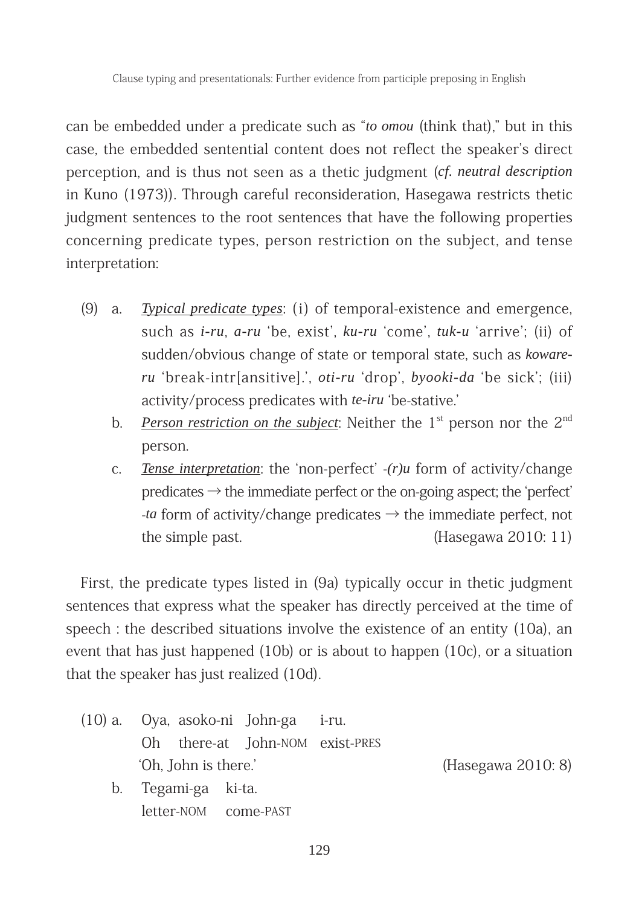can be embedded under a predicate such as "*to omou* (think that)," but in this case, the embedded sentential content does not reflect the speaker's direct perception, and is thus not seen as a thetic judgment (*cf. neutral description* in Kuno (1973)). Through careful reconsideration, Hasegawa restricts thetic judgment sentences to the root sentences that have the following properties concerning predicate types, person restriction on the subject, and tense interpretation:

(9) a. ***Typical predicate types***: (i) of temporal-existence and emergence, such as *i-ru*, *a-ru* 'be, exist', *ku-ru* 'come', *tuk-u* 'arrive'; (ii) of sudden/obvious change of state or temporal state, such as *koware-ru* 'break-intr[ansitive].', *oti-ru* 'drop', *byooki-da* 'be sick'; (iii) activity/process predicates with *te-iru* 'be-stative.'

b. ***Person restriction on the subject***: Neither the 1st person nor the 2nd person.

c. ***Tense interpretation***: the 'non-perfect' *-(r)u* form of activity/change predicates → the immediate perfect or the on-going aspect; the 'perfect' *-ta* form of activity/change predicates → the immediate perfect, not the simple past. (Hasegawa 2010: 11)

First, the predicate types listed in (9a) typically occur in thetic judgment sentences that express what the speaker has directly perceived at the time of speech : the described situations involve the existence of an entity (10a), an event that has just happened (10b) or is about to happen (10c), or a situation that the speaker has just realized (10d).

(10) a. Oya, asoko-ni John-ga i-ru.
Oh there-at John-NOM exist-PRES
'Oh, John is there.' (Hasegawa 2010: 8)

b. Tegami-ga ki-ta.
letter-NOM come-PAST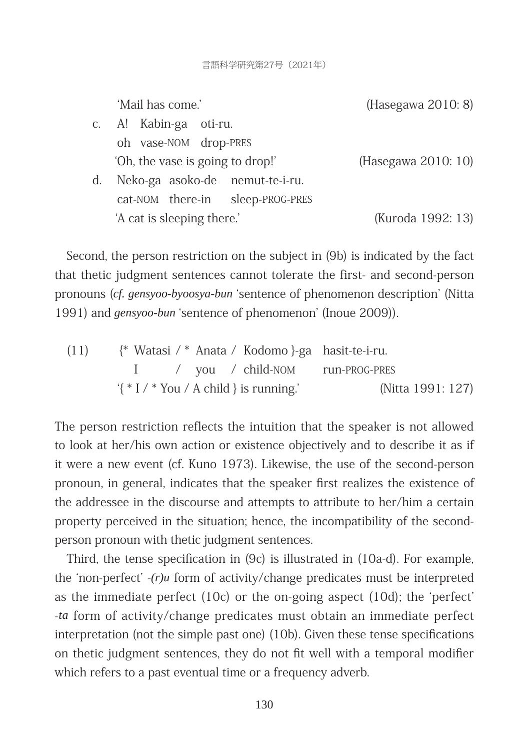'Mail has come.' (Hasegawa 2010: 8)

c. A! Kabin-ga oti-ru.
   oh vase-NOM drop-PRES
   'Oh, the vase is going to drop!' (Hasegawa 2010: 10)

d. Neko-ga asoko-de nemut-te-i-ru.
   cat-NOM there-in sleep-PROG-PRES
   'A cat is sleeping there.' (Kuroda 1992: 13)

Second, the person restriction on the subject in (9b) is indicated by the fact that thetic judgment sentences cannot tolerate the first- and second-person pronouns (*cf. gensyoo-byoosya-bun* 'sentence of phenomenon description' (Nitta 1991) and *gensyoo-bun* 'sentence of phenomenon' (Inoue 2009)).

(11) {* Watasi / * Anata / Kodomo }-ga hasit-te-i-ru.
     I / you / child-NOM run-PROG-PRES
     '{ * I / * You / A child } is running.' (Nitta 1991: 127)

The person restriction reflects the intuition that the speaker is not allowed to look at her/his own action or existence objectively and to describe it as if it were a new event (cf. Kuno 1973). Likewise, the use of the second-person pronoun, in general, indicates that the speaker first realizes the existence of the addressee in the discourse and attempts to attribute to her/him a certain property perceived in the situation; hence, the incompatibility of the second-person pronoun with thetic judgment sentences.

Third, the tense specification in (9c) is illustrated in (10a-d). For example, the 'non-perfect' *-(r)u* form of activity/change predicates must be interpreted as the immediate perfect (10c) or the on-going aspect (10d); the 'perfect' *-ta* form of activity/change predicates must obtain an immediate perfect interpretation (not the simple past one) (10b). Given these tense specifications on thetic judgment sentences, they do not fit well with a temporal modifier which refers to a past eventual time or a frequency adverb.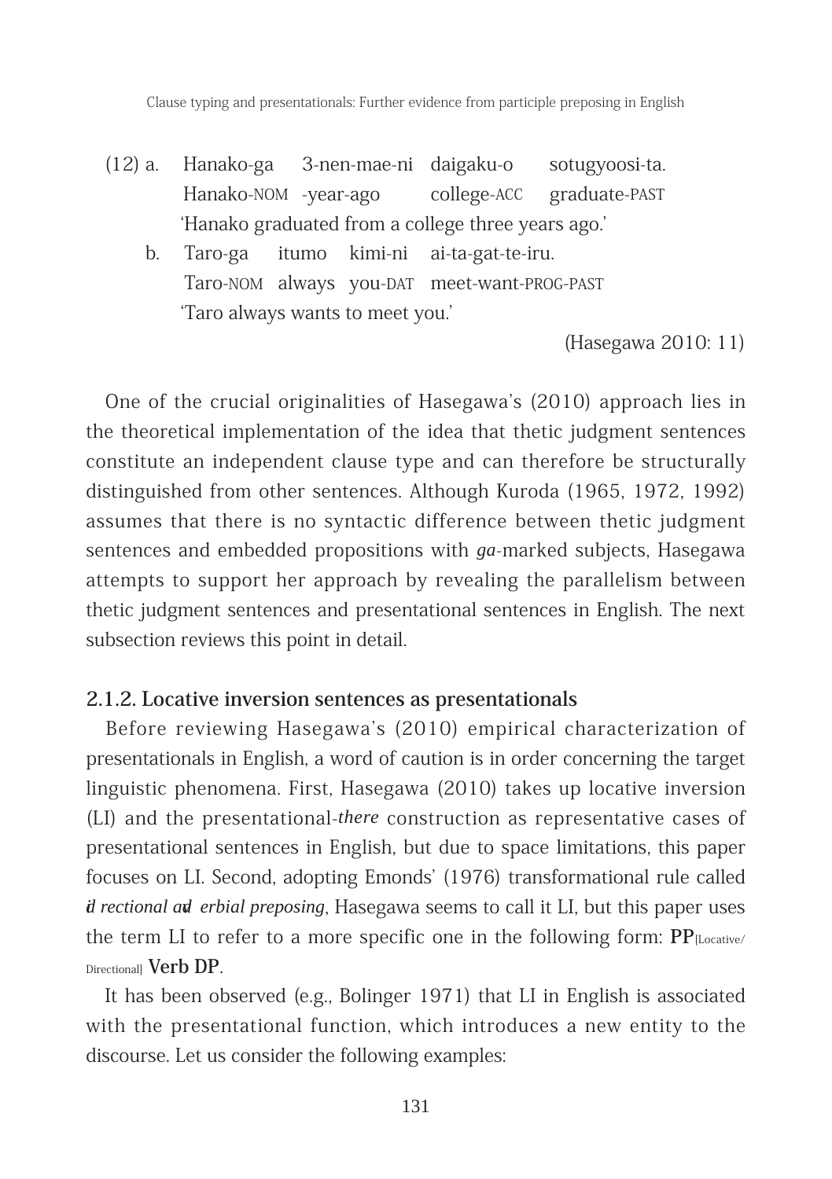(12) a. Hanako-ga 3-nen-mae-ni daigaku-o sotugyoosi-ta.
Hanako-NOM -year-ago college-ACC graduate-PAST
'Hanako graduated from a college three years ago.'

b. Taro-ga itumo kimi-ni ai-ta-gat-te-iru.
Taro-NOM always you-DAT meet-want-PROG-PAST
'Taro always wants to meet you.'

(Hasegawa 2010: 11)

One of the crucial originalities of Hasegawa's (2010) approach lies in the theoretical implementation of the idea that thetic judgment sentences constitute an independent clause type and can therefore be structurally distinguished from other sentences. Although Kuroda (1965, 1972, 1992) assumes that there is no syntactic difference between thetic judgment sentences and embedded propositions with *ga*-marked subjects, Hasegawa attempts to support her approach by revealing the parallelism between thetic judgment sentences and presentational sentences in English. The next subsection reviews this point in detail.

### 2.1.2. Locative inversion sentences as presentationals

Before reviewing Hasegawa's (2010) empirical characterization of presentationals in English, a word of caution is in order concerning the target linguistic phenomena. First, Hasegawa (2010) takes up locative inversion (LI) and the presentational-*there* construction as representative cases of presentational sentences in English, but due to space limitations, this paper focuses on LI. Second, adopting Emonds' (1976) transformational rule called *directional adverbial preposing*, Hasegawa seems to call it LI, but this paper uses the term LI to refer to a more specific one in the following form: **PP**$_{\text{[Locative/Directional]}}$ **Verb DP**.

It has been observed (e.g., Bolinger 1971) that LI in English is associated with the presentational function, which introduces a new entity to the discourse. Let us consider the following examples: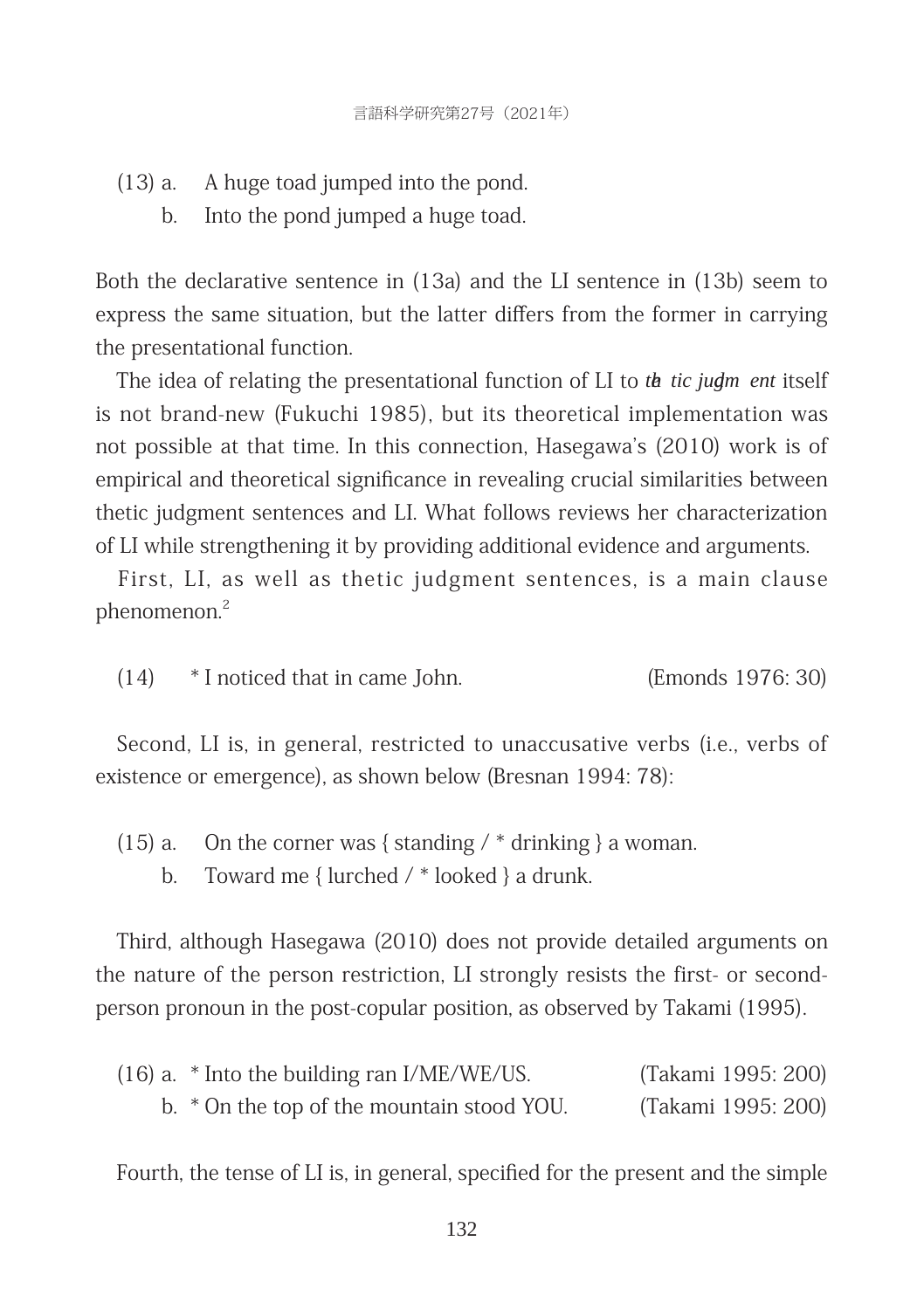(13) a. A huge toad jumped into the pond.
  b. Into the pond jumped a huge toad.

Both the declarative sentence in (13a) and the LI sentence in (13b) seem to express the same situation, but the latter differs from the former in carrying the presentational function.

The idea of relating the presentational function of LI to *thetic judgment* itself is not brand-new (Fukuchi 1985), but its theoretical implementation was not possible at that time. In this connection, Hasegawa's (2010) work is of empirical and theoretical significance in revealing crucial similarities between thetic judgment sentences and LI. What follows reviews her characterization of LI while strengthening it by providing additional evidence and arguments.

First, LI, as well as thetic judgment sentences, is a main clause phenomenon.[2]

(14) * I noticed that in came John. (Emonds 1976: 30)

Second, LI is, in general, restricted to unaccusative verbs (i.e., verbs of existence or emergence), as shown below (Bresnan 1994: 78):

(15) a. On the corner was { standing / * drinking } a woman.
  b. Toward me { lurched / * looked } a drunk.

Third, although Hasegawa (2010) does not provide detailed arguments on the nature of the person restriction, LI strongly resists the first- or second-person pronoun in the post-copular position, as observed by Takami (1995).

(16) a. * Into the building ran I/ME/WE/US. (Takami 1995: 200)
  b. * On the top of the mountain stood YOU. (Takami 1995: 200)

Fourth, the tense of LI is, in general, specified for the present and the simple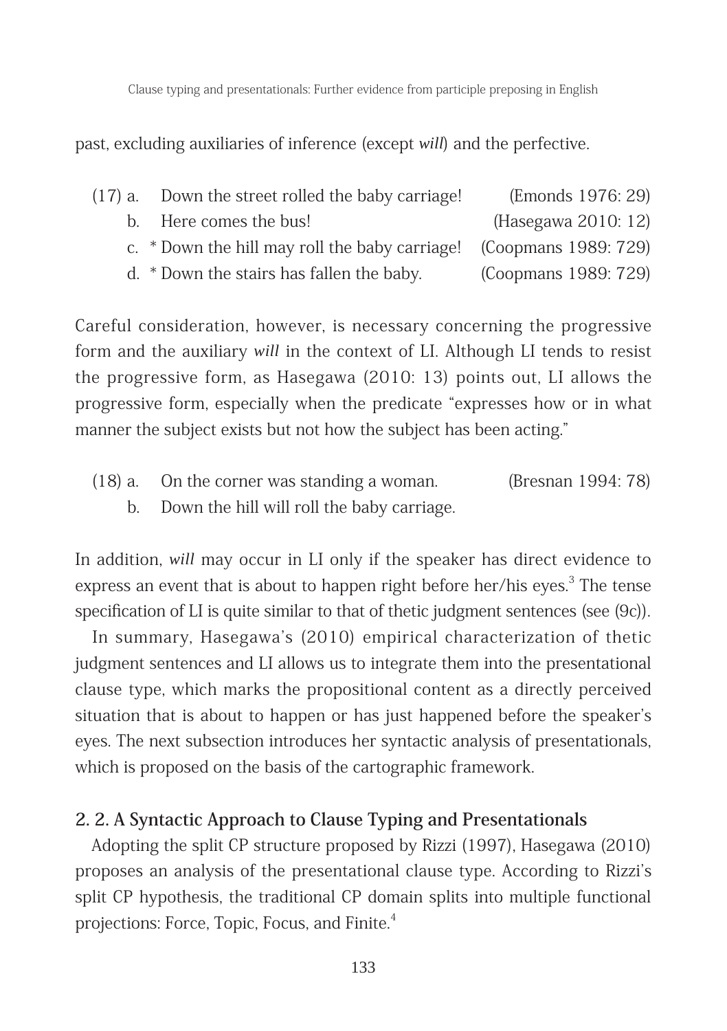past, excluding auxiliaries of inference (except *will*) and the perfective.

(17) a. Down the street rolled the baby carriage! (Emonds 1976: 29)
  b. Here comes the bus! (Hasegawa 2010: 12)
  c. * Down the hill may roll the baby carriage! (Coopmans 1989: 729)
  d. * Down the stairs has fallen the baby. (Coopmans 1989: 729)

Careful consideration, however, is necessary concerning the progressive form and the auxiliary *will* in the context of LI. Although LI tends to resist the progressive form, as Hasegawa (2010: 13) points out, LI allows the progressive form, especially when the predicate "expresses how or in what manner the subject exists but not how the subject has been acting."

(18) a. On the corner was standing a woman. (Bresnan 1994: 78)
  b. Down the hill will roll the baby carriage.

In addition, *will* may occur in LI only if the speaker has direct evidence to express an event that is about to happen right before her/his eyes.[3] The tense specification of LI is quite similar to that of thetic judgment sentences (see (9c)).

In summary, Hasegawa's (2010) empirical characterization of thetic judgment sentences and LI allows us to integrate them into the presentational clause type, which marks the propositional content as a directly perceived situation that is about to happen or has just happened before the speaker's eyes. The next subsection introduces her syntactic analysis of presentationals, which is proposed on the basis of the cartographic framework.

## 2. 2. A Syntactic Approach to Clause Typing and Presentationals

Adopting the split CP structure proposed by Rizzi (1997), Hasegawa (2010) proposes an analysis of the presentational clause type. According to Rizzi's split CP hypothesis, the traditional CP domain splits into multiple functional projections: Force, Topic, Focus, and Finite.[4]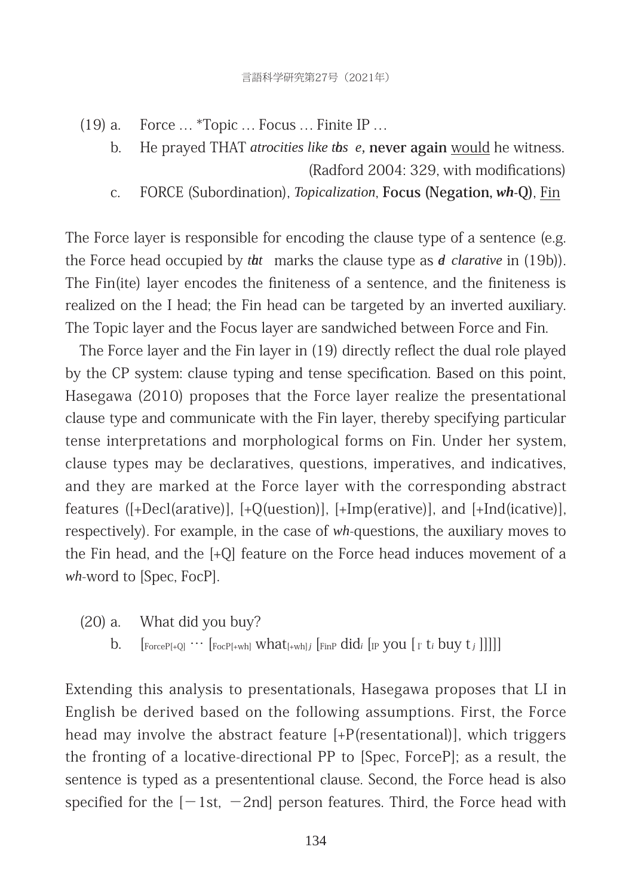(19) a. Force … *Topic … Focus … Finite IP …

b. He prayed THAT *atrocities like these*, **never again** <u>would</u> he witness. (Radford 2004: 329, with modifications)

c. FORCE (Subordination), *Topicalization*, **Focus (Negation, *wh*-Q)**, <u>Fin</u>

The Force layer is responsible for encoding the clause type of a sentence (e.g. the Force head occupied by *that* marks the clause type as *declarative* in (19b)). The Fin(ite) layer encodes the finiteness of a sentence, and the finiteness is realized on the I head; the Fin head can be targeted by an inverted auxiliary. The Topic layer and the Focus layer are sandwiched between Force and Fin.

The Force layer and the Fin layer in (19) directly reflect the dual role played by the CP system: clause typing and tense specification. Based on this point, Hasegawa (2010) proposes that the Force layer realize the presentational clause type and communicate with the Fin layer, thereby specifying particular tense interpretations and morphological forms on Fin. Under her system, clause types may be declaratives, questions, imperatives, and indicatives, and they are marked at the Force layer with the corresponding abstract features ([+Decl(arative)], [+Q(uestion)], [+Imp(erative)], and [+Ind(icative)], respectively). For example, in the case of *wh*-questions, the auxiliary moves to the Fin head, and the [+Q] feature on the Force head induces movement of a *wh*-word to [Spec, FocP].

(20) a. What did you buy?

b. $[_{\text{ForceP[+Q]}} \cdots [_{\text{FocP[+wh]}}$ what$_{\text{[+wh]}j}$ $[_{\text{FinP}}$ did$_i$ $[_{\text{IP}}$ you $[_{\text{I'}}$ $t_i$ buy $t_j$ ]]]]]

Extending this analysis to presentationals, Hasegawa proposes that LI in English be derived based on the following assumptions. First, the Force head may involve the abstract feature [+P(resentational)], which triggers the fronting of a locative-directional PP to [Spec, ForceP]; as a result, the sentence is typed as a presentential clause. Second, the Force head is also specified for the [−1st, −2nd] person features. Third, the Force head with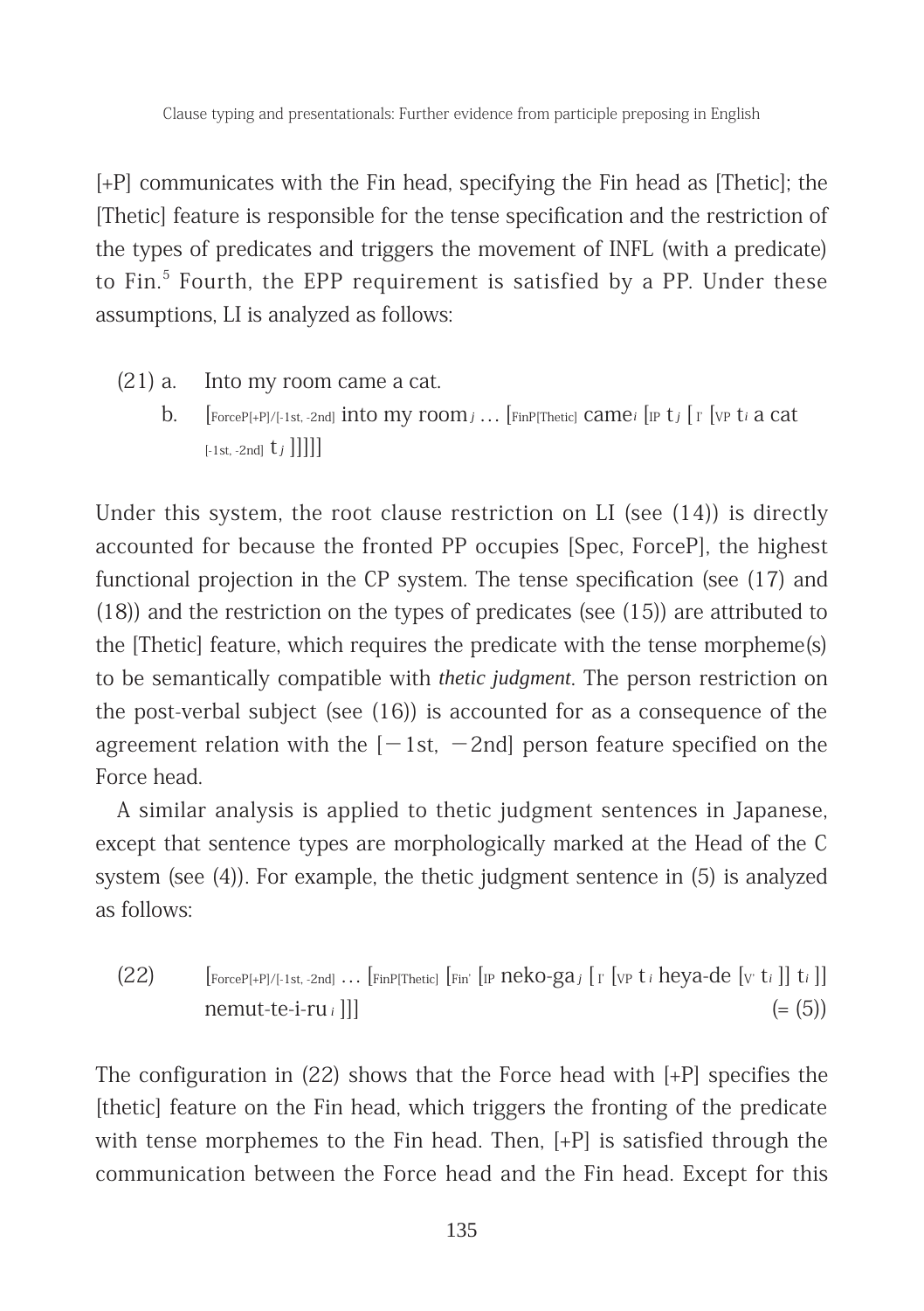[+P] communicates with the Fin head, specifying the Fin head as [Thetic]; the [Thetic] feature is responsible for the tense specification and the restriction of the types of predicates and triggers the movement of INFL (with a predicate) to Fin.[5] Fourth, the EPP requirement is satisfied by a PP. Under these assumptions, LI is analyzed as follows:

(21) a. Into my room came a cat.

b. [$_{\text{ForceP[+P]/[-1st, -2nd]}}$ into my room$_j$ … [$_{\text{FinP[Thetic]}}$ came$_i$ [$_{\text{IP}}$ t$_j$ [$_{\text{I'}}$ [$_{\text{VP}}$ t$_i$ a cat $_{\text{[-1st, -2nd]}}$ t$_j$ ]]]]]

Under this system, the root clause restriction on LI (see (14)) is directly accounted for because the fronted PP occupies [Spec, ForceP], the highest functional projection in the CP system. The tense specification (see (17) and (18)) and the restriction on the types of predicates (see (15)) are attributed to the [Thetic] feature, which requires the predicate with the tense morpheme(s) to be semantically compatible with *thetic judgment*. The person restriction on the post-verbal subject (see (16)) is accounted for as a consequence of the agreement relation with the [−1st, −2nd] person feature specified on the Force head.

A similar analysis is applied to thetic judgment sentences in Japanese, except that sentence types are morphologically marked at the Head of the C system (see (4)). For example, the thetic judgment sentence in (5) is analyzed as follows:

(22) [$_{\text{ForceP[+P]/[-1st, -2nd]}}$ … [$_{\text{FinP[Thetic]}}$ [$_{\text{Fin'}}$ [$_{\text{IP}}$ neko-ga$_j$ [$_{\text{I'}}$ [$_{\text{VP}}$ t$_i$ heya-de [$_{\text{V'}}$ t$_i$ ]] t$_i$ ]] nemut-te-i-ru$_i$ ]]] (= (5))

The configuration in (22) shows that the Force head with [+P] specifies the [thetic] feature on the Fin head, which triggers the fronting of the predicate with tense morphemes to the Fin head. Then, [+P] is satisfied through the communication between the Force head and the Fin head. Except for this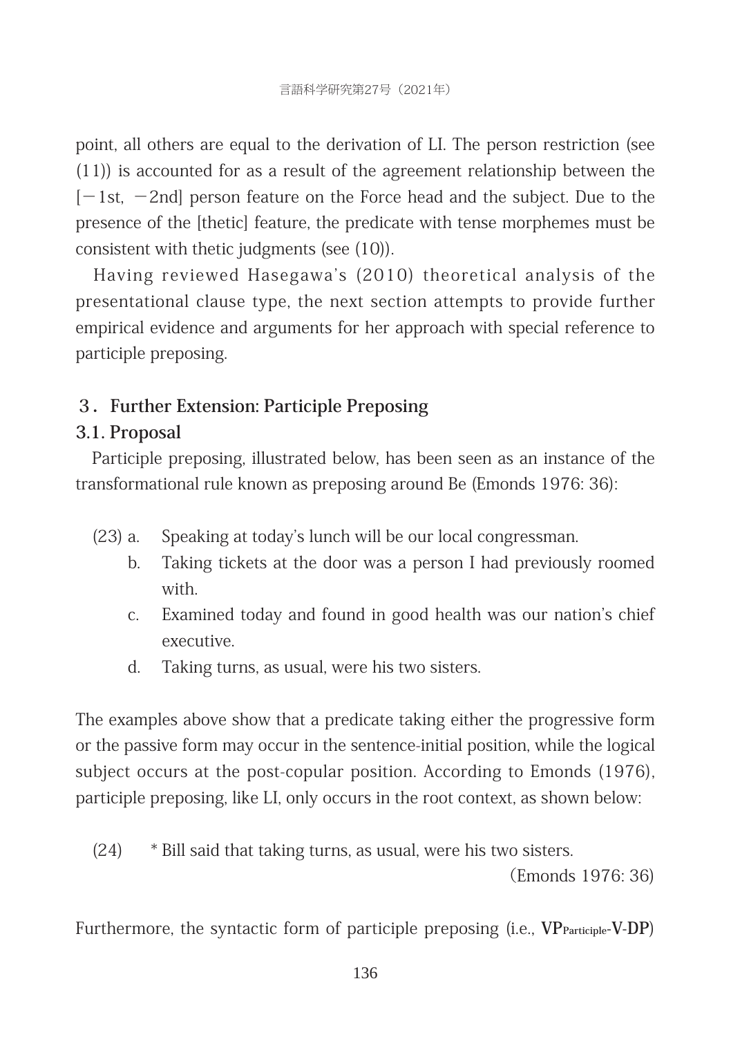point, all others are equal to the derivation of LI. The person restriction (see (11)) is accounted for as a result of the agreement relationship between the [−1st, −2nd] person feature on the Force head and the subject. Due to the presence of the [thetic] feature, the predicate with tense morphemes must be consistent with thetic judgments (see (10)).

Having reviewed Hasegawa's (2010) theoretical analysis of the presentational clause type, the next section attempts to provide further empirical evidence and arguments for her approach with special reference to participle preposing.

## 3. Further Extension: Participle Preposing

### 3.1. Proposal

Participle preposing, illustrated below, has been seen as an instance of the transformational rule known as preposing around Be (Emonds 1976: 36):

(23) a. Speaking at today's lunch will be our local congressman.
  b. Taking tickets at the door was a person I had previously roomed with.
  c. Examined today and found in good health was our nation's chief executive.
  d. Taking turns, as usual, were his two sisters.

The examples above show that a predicate taking either the progressive form or the passive form may occur in the sentence-initial position, while the logical subject occurs at the post-copular position. According to Emonds (1976), participle preposing, like LI, only occurs in the root context, as shown below:

(24) * Bill said that taking turns, as usual, were his two sisters.
(Emonds 1976: 36)

Furthermore, the syntactic form of participle preposing (i.e., **VP$_{\text{Participle}}$-V-DP**)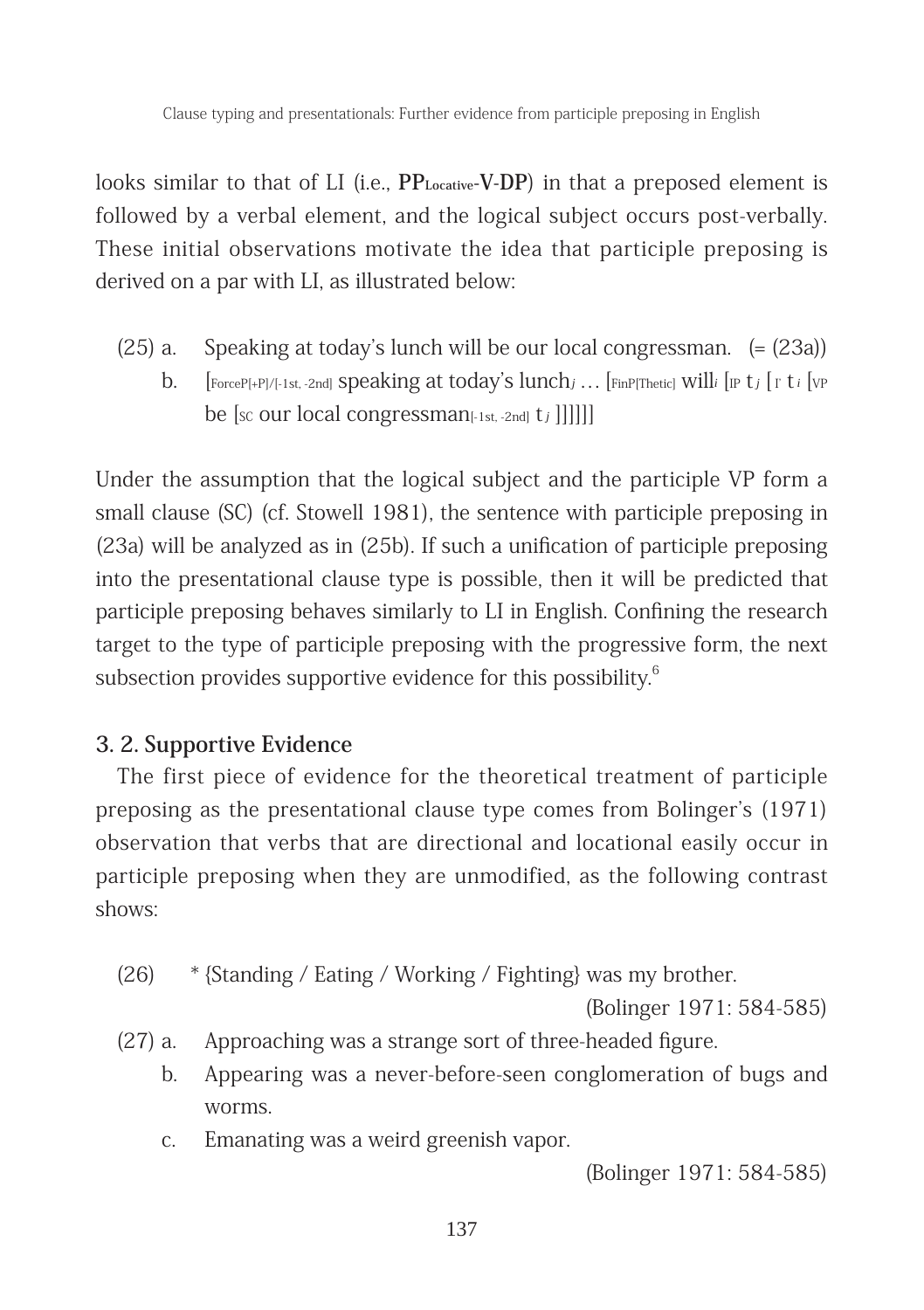looks similar to that of LI (i.e., **PP$_{\text{Locative}}$-V-DP**) in that a preposed element is followed by a verbal element, and the logical subject occurs post-verbally. These initial observations motivate the idea that participle preposing is derived on a par with LI, as illustrated below:

(25) a. Speaking at today's lunch will be our local congressman. (= (23a))

b. [$_{\text{ForceP[+P]/[-1st, -2nd]}}$ speaking at today's lunch$_j$ … [$_{\text{FinP[Thetic]}}$ will$_i$ [$_{\text{IP}}$ t$_j$ [$_{\text{I'}}$ t$_i$ [$_{\text{VP}}$ be [$_{\text{SC}}$ our local congressman$_{\text{[-1st, -2nd]}}$ t$_j$ ]]]]]]

Under the assumption that the logical subject and the participle VP form a small clause (SC) (cf. Stowell 1981), the sentence with participle preposing in (23a) will be analyzed as in (25b). If such a unification of participle preposing into the presentational clause type is possible, then it will be predicted that participle preposing behaves similarly to LI in English. Confining the research target to the type of participle preposing with the progressive form, the next subsection provides supportive evidence for this possibility.[6]

### 3. 2. Supportive Evidence

The first piece of evidence for the theoretical treatment of participle preposing as the presentational clause type comes from Bolinger's (1971) observation that verbs that are directional and locational easily occur in participle preposing when they are unmodified, as the following contrast shows:

(26) * {Standing / Eating / Working / Fighting} was my brother. (Bolinger 1971: 584-585)

(27) a. Approaching was a strange sort of three-headed figure.

b. Appearing was a never-before-seen conglomeration of bugs and worms.

c. Emanating was a weird greenish vapor. (Bolinger 1971: 584-585)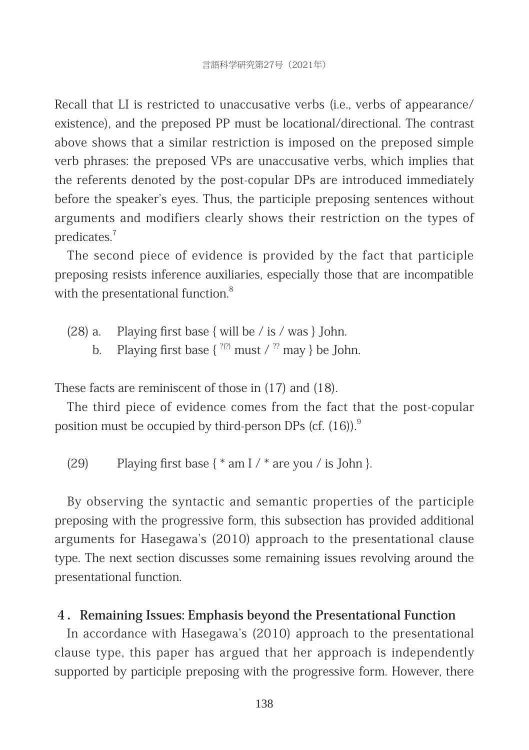Recall that LI is restricted to unaccusative verbs (i.e., verbs of appearance/existence), and the preposed PP must be locational/directional. The contrast above shows that a similar restriction is imposed on the preposed simple verb phrases: the preposed VPs are unaccusative verbs, which implies that the referents denoted by the post-copular DPs are introduced immediately before the speaker's eyes. Thus, the participle preposing sentences without arguments and modifiers clearly shows their restriction on the types of predicates.[7]

The second piece of evidence is provided by the fact that participle preposing resists inference auxiliaries, especially those that are incompatible with the presentational function.[8]

(28) a. Playing first base { will be / is / was } John.
 b. Playing first base { ?(?) must / ?? may } be John.

These facts are reminiscent of those in (17) and (18).

The third piece of evidence comes from the fact that the post-copular position must be occupied by third-person DPs (cf. (16)).[9]

(29) Playing first base { * am I / * are you / is John }.

By observing the syntactic and semantic properties of the participle preposing with the progressive form, this subsection has provided additional arguments for Hasegawa's (2010) approach to the presentational clause type. The next section discusses some remaining issues revolving around the presentational function.

## 4. Remaining Issues: Emphasis beyond the Presentational Function

In accordance with Hasegawa's (2010) approach to the presentational clause type, this paper has argued that her approach is independently supported by participle preposing with the progressive form. However, there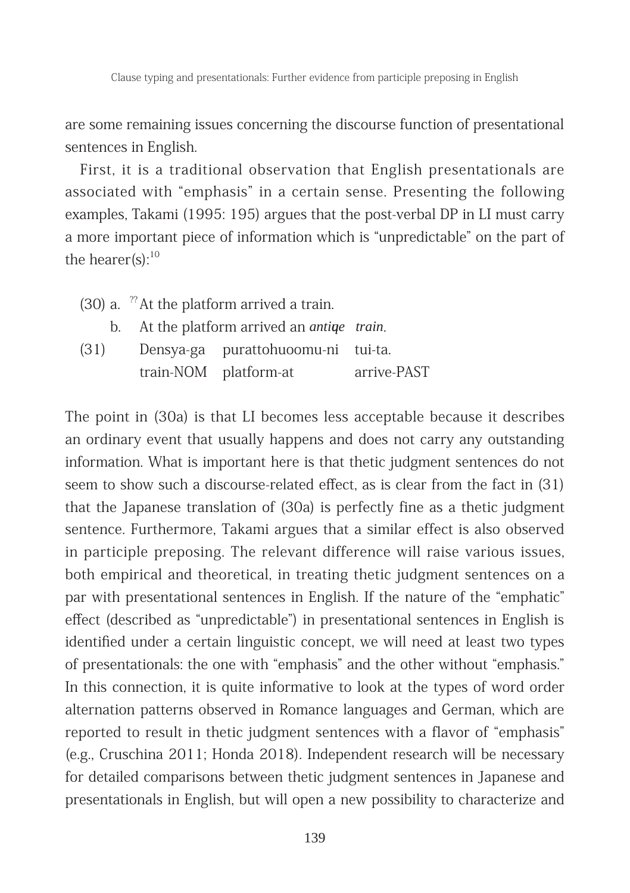are some remaining issues concerning the discourse function of presentational sentences in English.

First, it is a traditional observation that English presentationals are associated with "emphasis" in a certain sense. Presenting the following examples, Takami (1995: 195) argues that the post-verbal DP in LI must carry a more important piece of information which is "unpredictable" on the part of the hearer(s):[10]

(30) a. ??At the platform arrived a train.

b. At the platform arrived an *antiqe train*.

(31) Densya-ga purattohuoomu-ni tui-ta.
train-NOM platform-at arrive-PAST

The point in (30a) is that LI becomes less acceptable because it describes an ordinary event that usually happens and does not carry any outstanding information. What is important here is that thetic judgment sentences do not seem to show such a discourse-related effect, as is clear from the fact in (31) that the Japanese translation of (30a) is perfectly fine as a thetic judgment sentence. Furthermore, Takami argues that a similar effect is also observed in participle preposing. The relevant difference will raise various issues, both empirical and theoretical, in treating thetic judgment sentences on a par with presentational sentences in English. If the nature of the "emphatic" effect (described as "unpredictable") in presentational sentences in English is identified under a certain linguistic concept, we will need at least two types of presentationals: the one with "emphasis" and the other without "emphasis." In this connection, it is quite informative to look at the types of word order alternation patterns observed in Romance languages and German, which are reported to result in thetic judgment sentences with a flavor of "emphasis" (e.g., Cruschina 2011; Honda 2018). Independent research will be necessary for detailed comparisons between thetic judgment sentences in Japanese and presentationals in English, but will open a new possibility to characterize and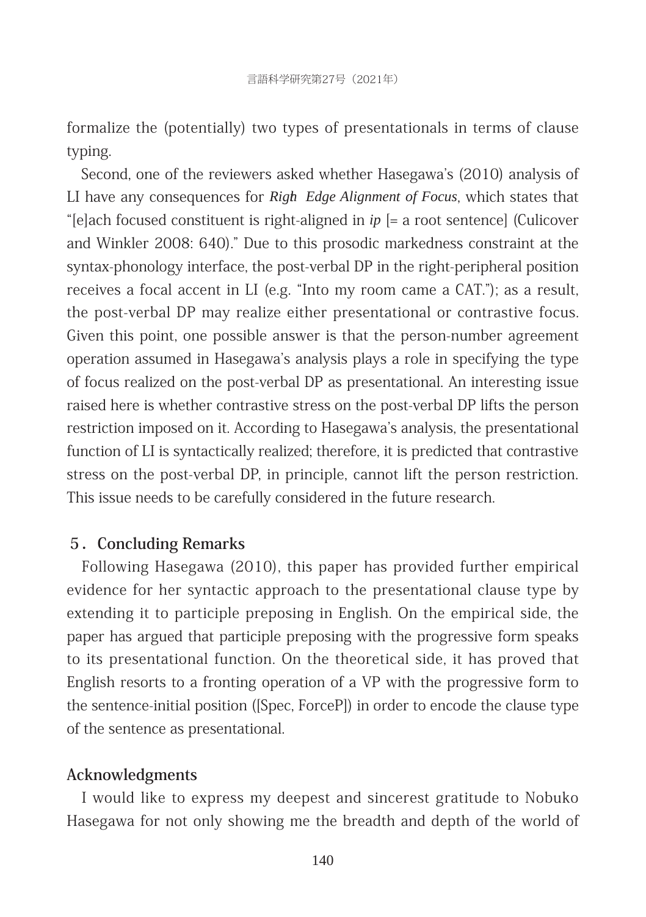formalize the (potentially) two types of presentationals in terms of clause typing.

Second, one of the reviewers asked whether Hasegawa's (2010) analysis of LI have any consequences for *Righ Edge Alignment of Focus*, which states that "[e]ach focused constituent is right-aligned in *ip* [= a root sentence] (Culicover and Winkler 2008: 640)." Due to this prosodic markedness constraint at the syntax-phonology interface, the post-verbal DP in the right-peripheral position receives a focal accent in LI (e.g. "Into my room came a CAT."); as a result, the post-verbal DP may realize either presentational or contrastive focus. Given this point, one possible answer is that the person-number agreement operation assumed in Hasegawa's analysis plays a role in specifying the type of focus realized on the post-verbal DP as presentational. An interesting issue raised here is whether contrastive stress on the post-verbal DP lifts the person restriction imposed on it. According to Hasegawa's analysis, the presentational function of LI is syntactically realized; therefore, it is predicted that contrastive stress on the post-verbal DP, in principle, cannot lift the person restriction. This issue needs to be carefully considered in the future research.

## 5. Concluding Remarks

Following Hasegawa (2010), this paper has provided further empirical evidence for her syntactic approach to the presentational clause type by extending it to participle preposing in English. On the empirical side, the paper has argued that participle preposing with the progressive form speaks to its presentational function. On the theoretical side, it has proved that English resorts to a fronting operation of a VP with the progressive form to the sentence-initial position ([Spec, ForceP]) in order to encode the clause type of the sentence as presentational.

## Acknowledgments

I would like to express my deepest and sincerest gratitude to Nobuko Hasegawa for not only showing me the breadth and depth of the world of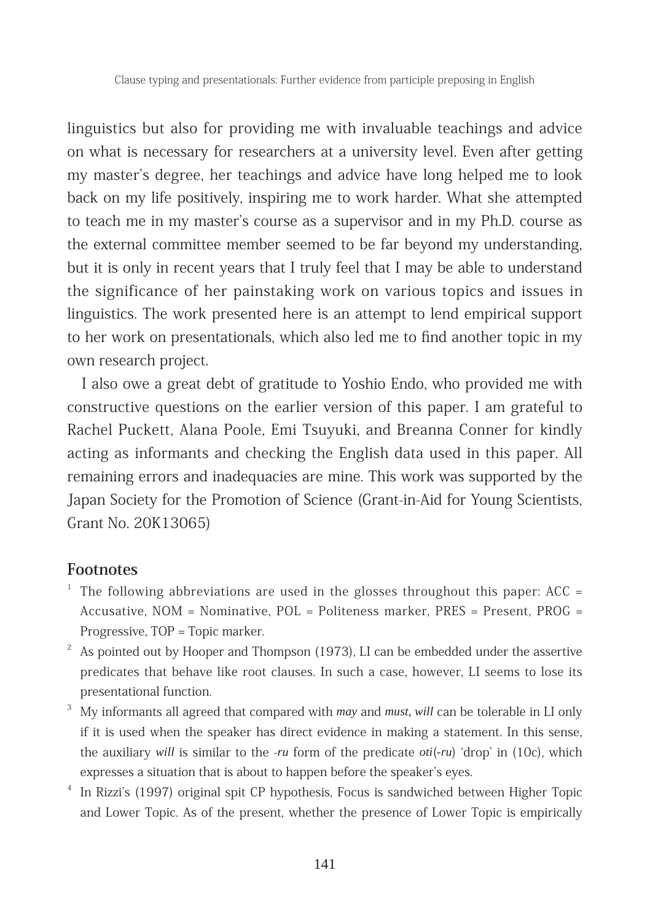linguistics but also for providing me with invaluable teachings and advice on what is necessary for researchers at a university level. Even after getting my master's degree, her teachings and advice have long helped me to look back on my life positively, inspiring me to work harder. What she attempted to teach me in my master's course as a supervisor and in my Ph.D. course as the external committee member seemed to be far beyond my understanding, but it is only in recent years that I truly feel that I may be able to understand the significance of her painstaking work on various topics and issues in linguistics. The work presented here is an attempt to lend empirical support to her work on presentationals, which also led me to find another topic in my own research project.

I also owe a great debt of gratitude to Yoshio Endo, who provided me with constructive questions on the earlier version of this paper. I am grateful to Rachel Puckett, Alana Poole, Emi Tsuyuki, and Breanna Conner for kindly acting as informants and checking the English data used in this paper. All remaining errors and inadequacies are mine. This work was supported by the Japan Society for the Promotion of Science (Grant-in-Aid for Young Scientists, Grant No. 20K13065)

## Footnotes

[1] The following abbreviations are used in the glosses throughout this paper: ACC = Accusative, NOM = Nominative, POL = Politeness marker, PRES = Present, PROG = Progressive, TOP = Topic marker.

[2] As pointed out by Hooper and Thompson (1973), LI can be embedded under the assertive predicates that behave like root clauses. In such a case, however, LI seems to lose its presentational function.

[3] My informants all agreed that compared with *may* and *must, will* can be tolerable in LI only if it is used when the speaker has direct evidence in making a statement. In this sense, the auxiliary *will* is similar to the *-ru* form of the predicate *oti(-ru)* 'drop' in (10c), which expresses a situation that is about to happen before the speaker's eyes.

[4] In Rizzi's (1997) original spit CP hypothesis, Focus is sandwiched between Higher Topic and Lower Topic. As of the present, whether the presence of Lower Topic is empirically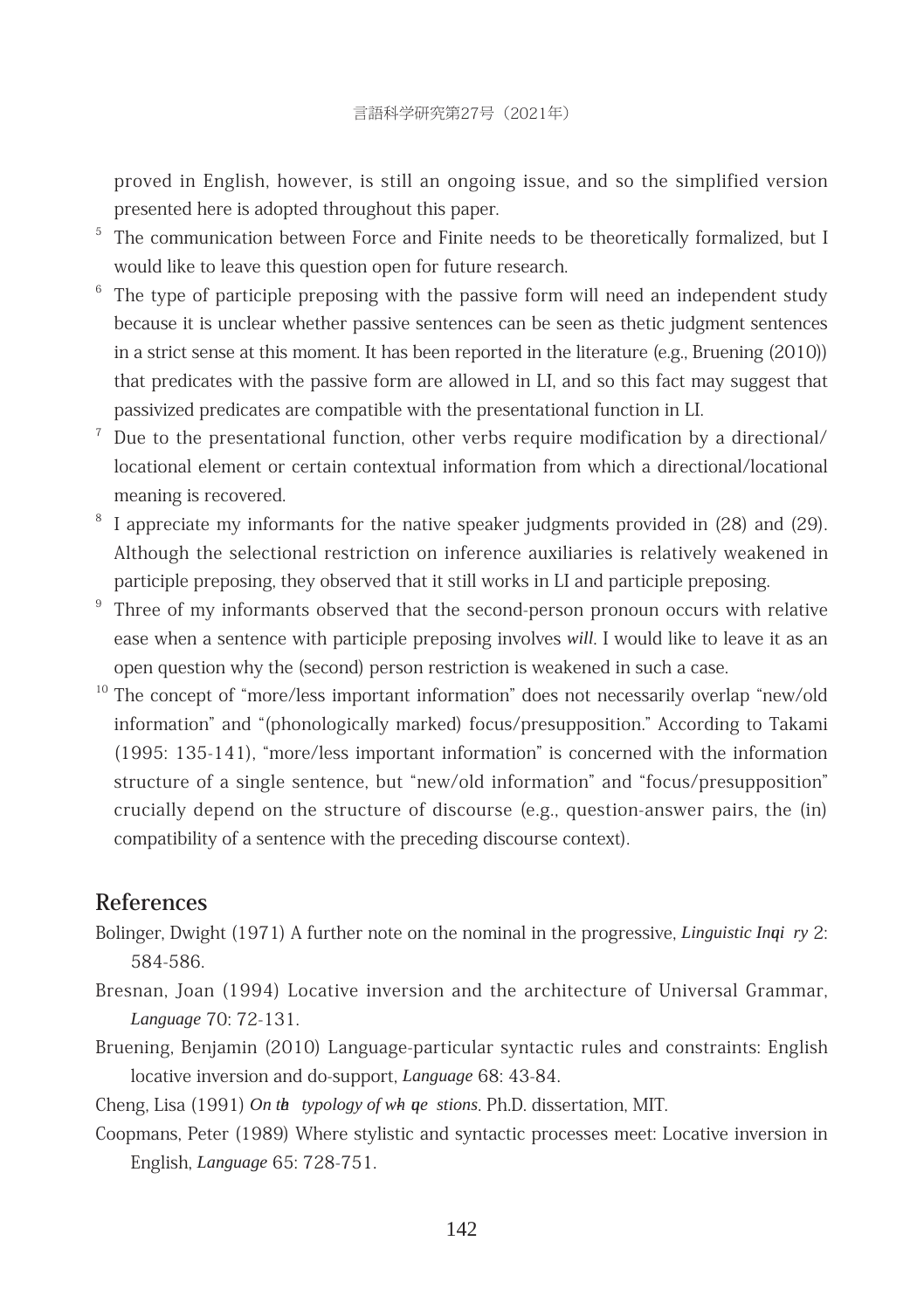proved in English, however, is still an ongoing issue, and so the simplified version presented here is adopted throughout this paper.

[5] The communication between Force and Finite needs to be theoretically formalized, but I would like to leave this question open for future research.

[6] The type of participle preposing with the passive form will need an independent study because it is unclear whether passive sentences can be seen as thetic judgment sentences in a strict sense at this moment. It has been reported in the literature (e.g., Bruening (2010)) that predicates with the passive form are allowed in LI, and so this fact may suggest that passivized predicates are compatible with the presentational function in LI.

[7] Due to the presentational function, other verbs require modification by a directional/locational element or certain contextual information from which a directional/locational meaning is recovered.

[8] I appreciate my informants for the native speaker judgments provided in (28) and (29). Although the selectional restriction on inference auxiliaries is relatively weakened in participle preposing, they observed that it still works in LI and participle preposing.

[9] Three of my informants observed that the second-person pronoun occurs with relative ease when a sentence with participle preposing involves *will*. I would like to leave it as an open question why the (second) person restriction is weakened in such a case.

[10] The concept of "more/less important information" does not necessarily overlap "new/old information" and "(phonologically marked) focus/presupposition." According to Takami (1995: 135-141), "more/less important information" is concerned with the information structure of a single sentence, but "new/old information" and "focus/presupposition" crucially depend on the structure of discourse (e.g., question-answer pairs, the (in) compatibility of a sentence with the preceding discourse context).

## References

Bolinger, Dwight (1971) A further note on the nominal in the progressive, *Linguistic Inquiry* 2: 584-586.

Bresnan, Joan (1994) Locative inversion and the architecture of Universal Grammar, *Language* 70: 72-131.

Bruening, Benjamin (2010) Language-particular syntactic rules and constraints: English locative inversion and do-support, *Language* 68: 43-84.

Cheng, Lisa (1991) *On the typology of wh-questions*. Ph.D. dissertation, MIT.

Coopmans, Peter (1989) Where stylistic and syntactic processes meet: Locative inversion in English, *Language* 65: 728-751.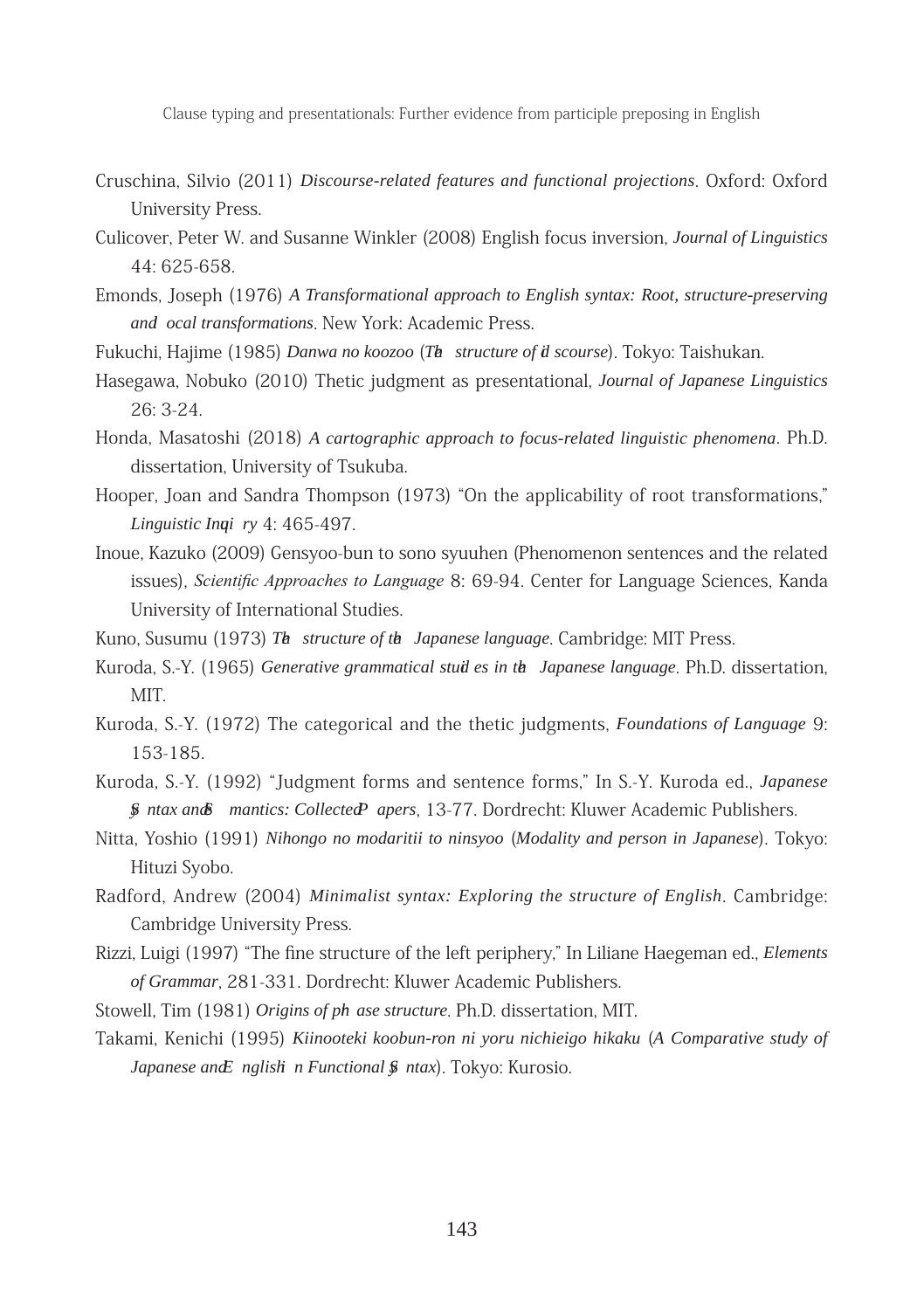Cruschina, Silvio (2011) *Discourse-related features and functional projections*. Oxford: Oxford University Press.

Culicover, Peter W. and Susanne Winkler (2008) English focus inversion, *Journal of Linguistics* 44: 625-658.

Emonds, Joseph (1976) *A Transformational approach to English syntax: Root, structure-preserving and ocal transformations*. New York: Academic Press.

Fukuchi, Hajime (1985) *Danwa no koozoo* (*The structure of discourse*). Tokyo: Taishukan.

Hasegawa, Nobuko (2010) Thetic judgment as presentational, *Journal of Japanese Linguistics* 26: 3-24.

Honda, Masatoshi (2018) *A cartographic approach to focus-related linguistic phenomena*. Ph.D. dissertation, University of Tsukuba.

Hooper, Joan and Sandra Thompson (1973) "On the applicability of root transformations," *Linguistic Inquiry* 4: 465-497.

Inoue, Kazuko (2009) Gensyoo-bun to sono syuuhen (Phenomenon sentences and the related issues), *Scientific Approaches to Language* 8: 69-94. Center for Language Sciences, Kanda University of International Studies.

Kuno, Susumu (1973) *The structure of the Japanese language*. Cambridge: MIT Press.

Kuroda, S.-Y. (1965) *Generative grammatical studies in the Japanese language*. Ph.D. dissertation, MIT.

Kuroda, S.-Y. (1972) The categorical and the thetic judgments, *Foundations of Language* 9: 153-185.

Kuroda, S.-Y. (1992) "Judgment forms and sentence forms," In S.-Y. Kuroda ed., *Japanese Syntax and Semantics: Collected Papers*, 13-77. Dordrecht: Kluwer Academic Publishers.

Nitta, Yoshio (1991) *Nihongo no modaritii to ninsyoo* (*Modality and person in Japanese*). Tokyo: Hituzi Syobo.

Radford, Andrew (2004) *Minimalist syntax: Exploring the structure of English*. Cambridge: Cambridge University Press.

Rizzi, Luigi (1997) "The fine structure of the left periphery," In Liliane Haegeman ed., *Elements of Grammar*, 281-331. Dordrecht: Kluwer Academic Publishers.

Stowell, Tim (1981) *Origins of phrase structure*. Ph.D. dissertation, MIT.

Takami, Kenichi (1995) *Kiinooteki koobun-ron ni yoru nichieigo hikaku* (*A Comparative study of Japanese and English in Functional Syntax*). Tokyo: Kurosio.